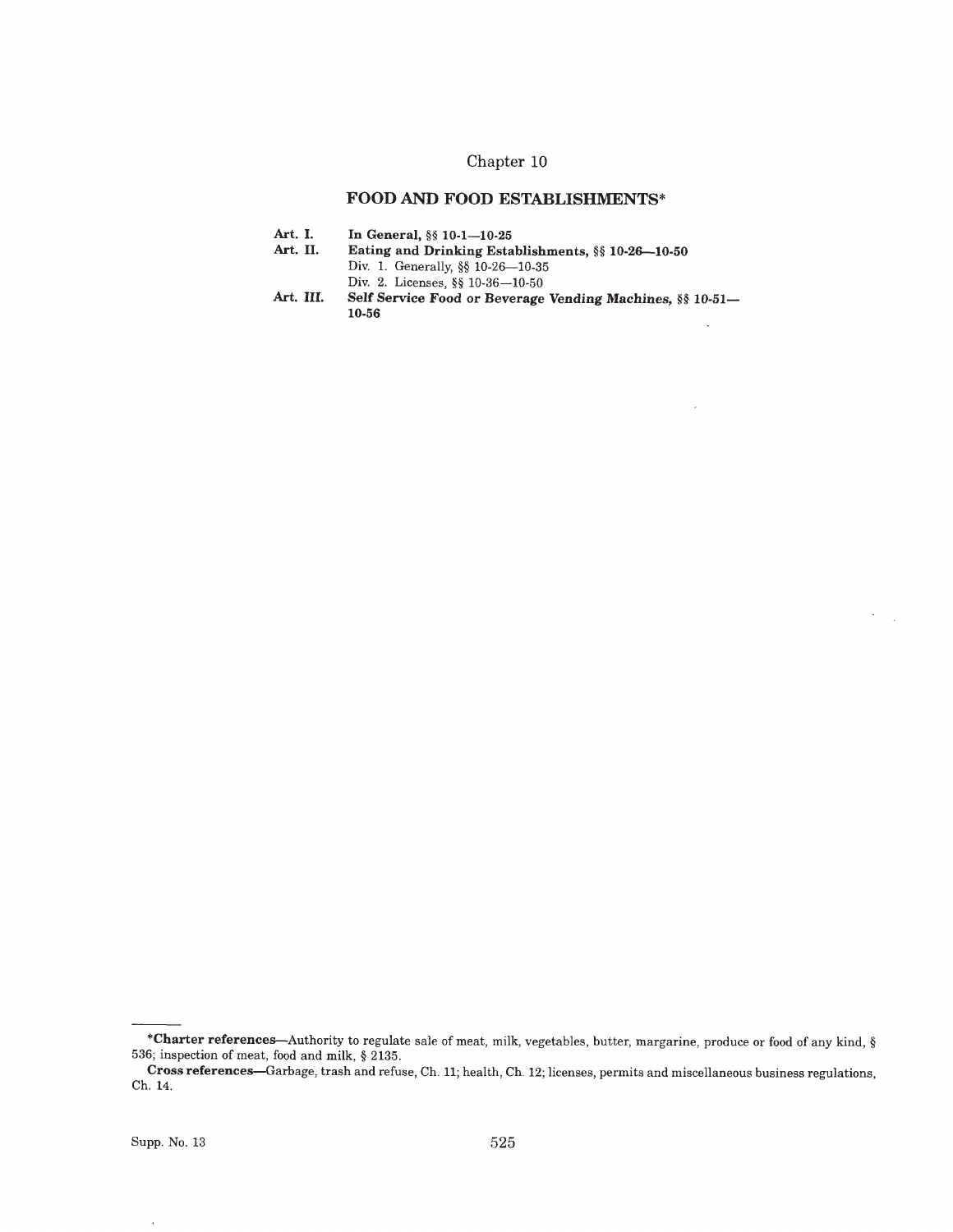# Chapter 10

## FOOD AND FOOD ESTABLISHMENTS*

**Art. I.** **In General, §§ 10-1—10-25**

**Art. II.** **Eating and Drinking Establishments, §§ 10-26—10-50**

Div. 1. Generally, §§ 10-26—10-35

Div. 2. Licenses, §§ 10-36—10-50

**Art. III.** **Self Service Food or Beverage Vending Machines, §§ 10-51—10-56**

---

***Charter references**—Authority to regulate sale of meat, milk, vegetables, butter, margarine, produce or food of any kind, § 536; inspection of meat, food and milk, § 2135.

**Cross references**—Garbage, trash and refuse, Ch. 11; health, Ch. 12; licenses, permits and miscellaneous business regulations, Ch. 14.

Supp. No. 13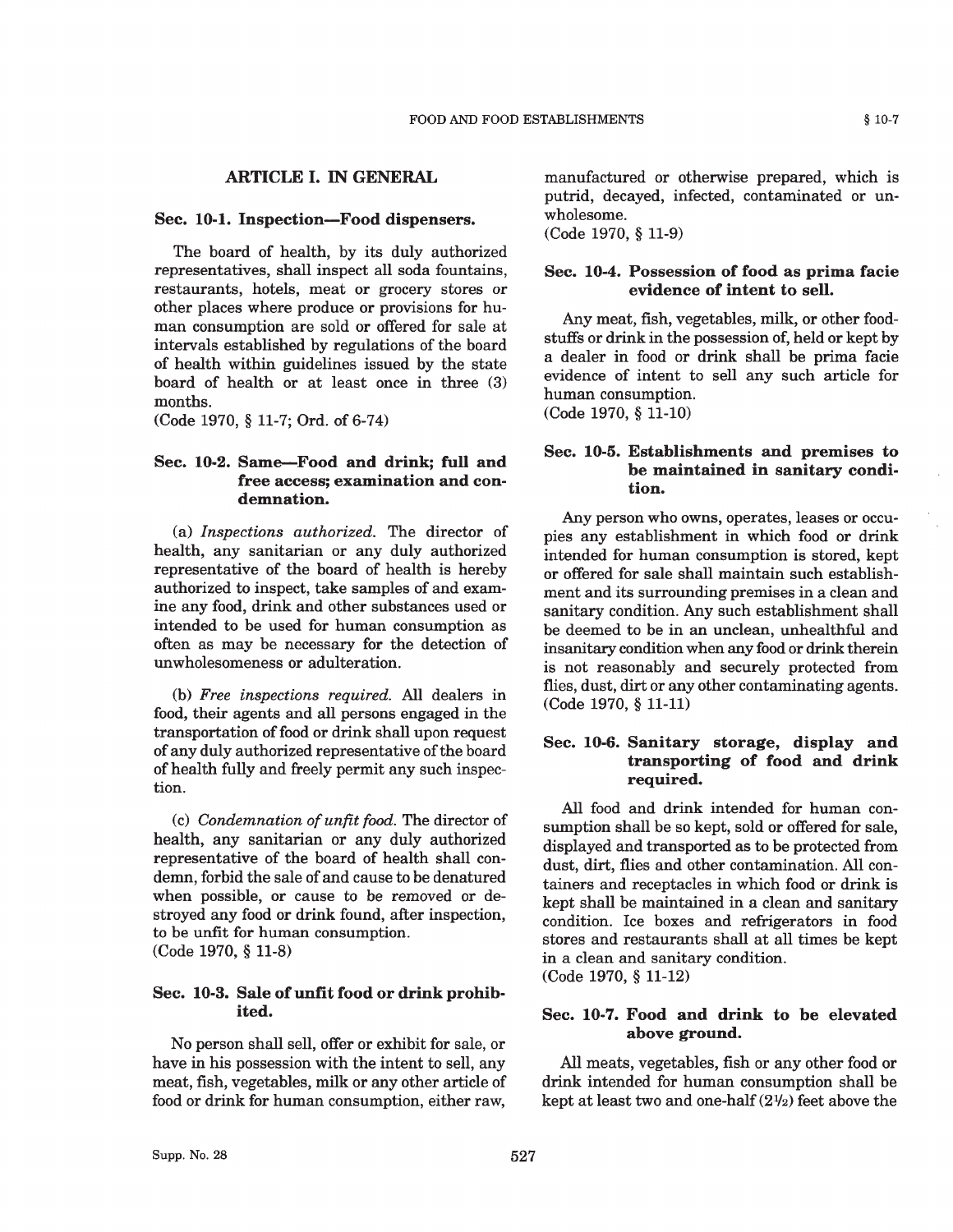## ARTICLE I. IN GENERAL

### Sec. 10-1. Inspection—Food dispensers.

The board of health, by its duly authorized representatives, shall inspect all soda fountains, restaurants, hotels, meat or grocery stores or other places where produce or provisions for human consumption are sold or offered for sale at intervals established by regulations of the board of health within guidelines issued by the state board of health or at least once in three (3) months.
(Code 1970, § 11-7; Ord. of 6-74)

### Sec. 10-2. Same—Food and drink; full and free access; examination and condemnation.

(a) *Inspections authorized.* The director of health, any sanitarian or any duly authorized representative of the board of health is hereby authorized to inspect, take samples of and examine any food, drink and other substances used or intended to be used for human consumption as often as may be necessary for the detection of unwholesomeness or adulteration.

(b) *Free inspections required.* All dealers in food, their agents and all persons engaged in the transportation of food or drink shall upon request of any duly authorized representative of the board of health fully and freely permit any such inspection.

(c) *Condemnation of unfit food.* The director of health, any sanitarian or any duly authorized representative of the board of health shall condemn, forbid the sale of and cause to be denatured when possible, or cause to be removed or destroyed any food or drink found, after inspection, to be unfit for human consumption.
(Code 1970, § 11-8)

### Sec. 10-3. Sale of unfit food or drink prohibited.

No person shall sell, offer or exhibit for sale, or have in his possession with the intent to sell, any meat, fish, vegetables, milk or any other article of food or drink for human consumption, either raw, manufactured or otherwise prepared, which is putrid, decayed, infected, contaminated or unwholesome.
(Code 1970, § 11-9)

### Sec. 10-4. Possession of food as prima facie evidence of intent to sell.

Any meat, fish, vegetables, milk, or other foodstuffs or drink in the possession of, held or kept by a dealer in food or drink shall be prima facie evidence of intent to sell any such article for human consumption.
(Code 1970, § 11-10)

### Sec. 10-5. Establishments and premises to be maintained in sanitary condition.

Any person who owns, operates, leases or occupies any establishment in which food or drink intended for human consumption is stored, kept or offered for sale shall maintain such establishment and its surrounding premises in a clean and sanitary condition. Any such establishment shall be deemed to be in an unclean, unhealthful and insanitary condition when any food or drink therein is not reasonably and securely protected from flies, dust, dirt or any other contaminating agents.
(Code 1970, § 11-11)

### Sec. 10-6. Sanitary storage, display and transporting of food and drink required.

All food and drink intended for human consumption shall be so kept, sold or offered for sale, displayed and transported as to be protected from dust, dirt, flies and other contamination. All containers and receptacles in which food or drink is kept shall be maintained in a clean and sanitary condition. Ice boxes and refrigerators in food stores and restaurants shall at all times be kept in a clean and sanitary condition.
(Code 1970, § 11-12)

### Sec. 10-7. Food and drink to be elevated above ground.

All meats, vegetables, fish or any other food or drink intended for human consumption shall be kept at least two and one-half ($2\frac{1}{2}$) feet above the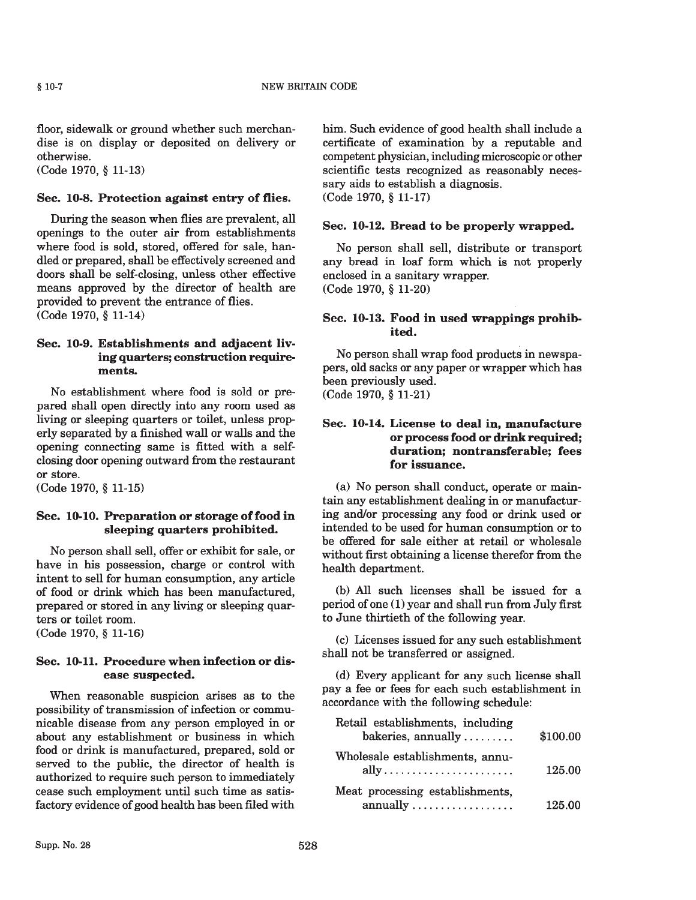floor, sidewalk or ground whether such merchandise is on display or deposited on delivery or otherwise.
(Code 1970, § 11-13)

### Sec. 10-8. Protection against entry of flies.

During the season when flies are prevalent, all openings to the outer air from establishments where food is sold, stored, offered for sale, handled or prepared, shall be effectively screened and doors shall be self-closing, unless other effective means approved by the director of health are provided to prevent the entrance of flies.
(Code 1970, § 11-14)

### Sec. 10-9. Establishments and adjacent living quarters; construction requirements.

No establishment where food is sold or prepared shall open directly into any room used as living or sleeping quarters or toilet, unless properly separated by a finished wall or walls and the opening connecting same is fitted with a self-closing door opening outward from the restaurant or store.
(Code 1970, § 11-15)

### Sec. 10-10. Preparation or storage of food in sleeping quarters prohibited.

No person shall sell, offer or exhibit for sale, or have in his possession, charge or control with intent to sell for human consumption, any article of food or drink which has been manufactured, prepared or stored in any living or sleeping quarters or toilet room.
(Code 1970, § 11-16)

### Sec. 10-11. Procedure when infection or disease suspected.

When reasonable suspicion arises as to the possibility of transmission of infection or communicable disease from any person employed in or about any establishment or business in which food or drink is manufactured, prepared, sold or served to the public, the director of health is authorized to require such person to immediately cease such employment until such time as satisfactory evidence of good health has been filed with him. Such evidence of good health shall include a certificate of examination by a reputable and competent physician, including microscopic or other scientific tests recognized as reasonably necessary aids to establish a diagnosis.
(Code 1970, § 11-17)

### Sec. 10-12. Bread to be properly wrapped.

No person shall sell, distribute or transport any bread in loaf form which is not properly enclosed in a sanitary wrapper.
(Code 1970, § 11-20)

### Sec. 10-13. Food in used wrappings prohibited.

No person shall wrap food products in newspapers, old sacks or any paper or wrapper which has been previously used.
(Code 1970, § 11-21)

### Sec. 10-14. License to deal in, manufacture or process food or drink required; duration; nontransferable; fees for issuance.

(a) No person shall conduct, operate or maintain any establishment dealing in or manufacturing and/or processing any food or drink used or intended to be used for human consumption or to be offered for sale either at retail or wholesale without first obtaining a license therefor from the health department.

(b) All such licenses shall be issued for a period of one (1) year and shall run from July first to June thirtieth of the following year.

(c) Licenses issued for any such establishment shall not be transferred or assigned.

(d) Every applicant for any such license shall pay a fee or fees for each such establishment in accordance with the following schedule:

| | |
|---|---|
| Retail establishments, including bakeries, annually | $100.00 |
| Wholesale establishments, annually | 125.00 |
| Meat processing establishments, annually | 125.00 |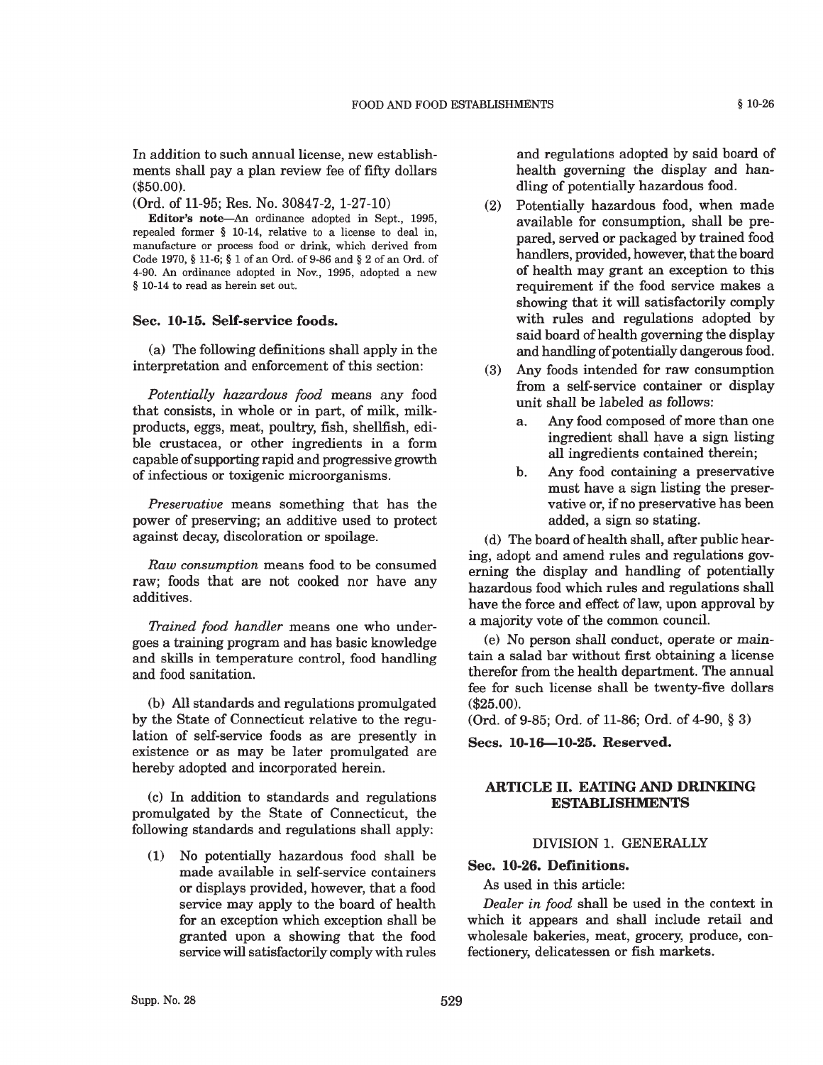In addition to such annual license, new establishments shall pay a plan review fee of fifty dollars ($50.00).

(Ord. of 11-95; Res. No. 30847-2, 1-27-10)

**Editor's note**—An ordinance adopted in Sept., 1995, repealed former § 10-14, relative to a license to deal in, manufacture or process food or drink, which derived from Code 1970, § 11-6; § 1 of an Ord. of 9-86 and § 2 of an Ord. of 4-90. An ordinance adopted in Nov., 1995, adopted a new § 10-14 to read as herein set out.

### Sec. 10-15. Self-service foods.

(a) The following definitions shall apply in the interpretation and enforcement of this section:

*Potentially hazardous food* means any food that consists, in whole or in part, of milk, milk-products, eggs, meat, poultry, fish, shellfish, edible crustacea, or other ingredients in a form capable of supporting rapid and progressive growth of infectious or toxigenic microorganisms.

*Preservative* means something that has the power of preserving; an additive used to protect against decay, discoloration or spoilage.

*Raw consumption* means food to be consumed raw; foods that are not cooked nor have any additives.

*Trained food handler* means one who undergoes a training program and has basic knowledge and skills in temperature control, food handling and food sanitation.

(b) All standards and regulations promulgated by the State of Connecticut relative to the regulation of self-service foods as are presently in existence or as may be later promulgated are hereby adopted and incorporated herein.

(c) In addition to standards and regulations promulgated by the State of Connecticut, the following standards and regulations shall apply:

(1) No potentially hazardous food shall be made available in self-service containers or displays provided, however, that a food service may apply to the board of health for an exception which exception shall be granted upon a showing that the food service will satisfactorily comply with rules and regulations adopted by said board of health governing the display and handling of potentially hazardous food.

(2) Potentially hazardous food, when made available for consumption, shall be prepared, served or packaged by trained food handlers, provided, however, that the board of health may grant an exception to this requirement if the food service makes a showing that it will satisfactorily comply with rules and regulations adopted by said board of health governing the display and handling of potentially dangerous food.

(3) Any foods intended for raw consumption from a self-service container or display unit shall be labeled as follows:

   a. Any food composed of more than one ingredient shall have a sign listing all ingredients contained therein;

   b. Any food containing a preservative must have a sign listing the preservative or, if no preservative has been added, a sign so stating.

(d) The board of health shall, after public hearing, adopt and amend rules and regulations governing the display and handling of potentially hazardous food which rules and regulations shall have the force and effect of law, upon approval by a majority vote of the common council.

(e) No person shall conduct, operate or maintain a salad bar without first obtaining a license therefor from the health department. The annual fee for such license shall be twenty-five dollars ($25.00).

(Ord. of 9-85; Ord. of 11-86; Ord. of 4-90, § 3)

### Secs. 10-16—10-25. Reserved.

## ARTICLE II. EATING AND DRINKING ESTABLISHMENTS

### DIVISION 1. GENERALLY

### Sec. 10-26. Definitions.

As used in this article:

*Dealer in food* shall be used in the context in which it appears and shall include retail and wholesale bakeries, meat, grocery, produce, confectionery, delicatessen or fish markets.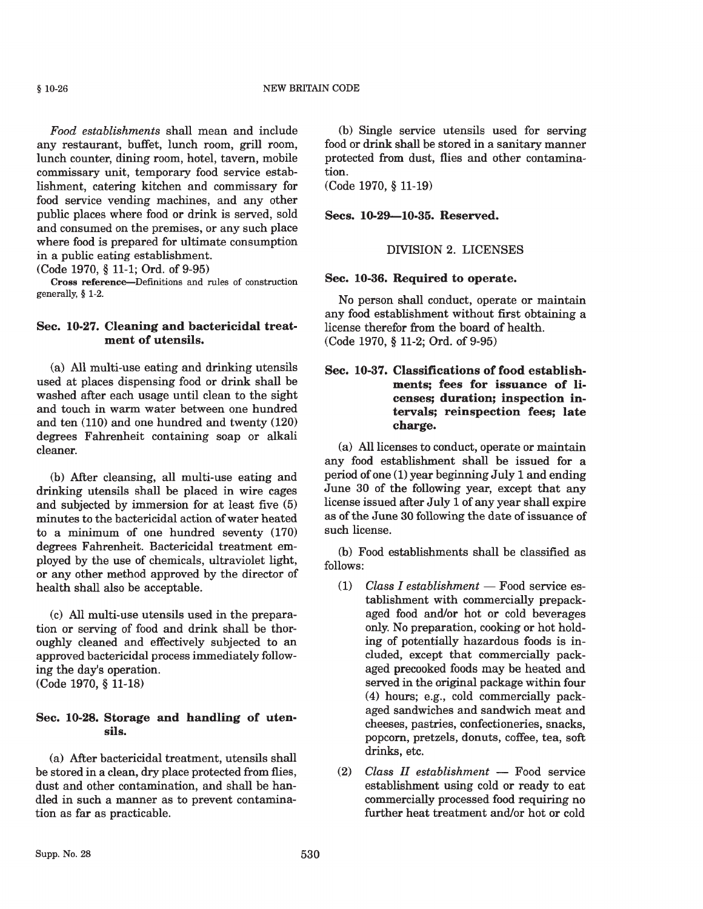*Food establishments* shall mean and include any restaurant, buffet, lunch room, grill room, lunch counter, dining room, hotel, tavern, mobile commissary unit, temporary food service establishment, catering kitchen and commissary for food service vending machines, and any other public places where food or drink is served, sold and consumed on the premises, or any such place where food is prepared for ultimate consumption in a public eating establishment.
(Code 1970, § 11-1; Ord. of 9-95)

**Cross reference**—Definitions and rules of construction generally, § 1-2.

### Sec. 10-27. Cleaning and bactericidal treatment of utensils.

(a) All multi-use eating and drinking utensils used at places dispensing food or drink shall be washed after each usage until clean to the sight and touch in warm water between one hundred and ten (110) and one hundred and twenty (120) degrees Fahrenheit containing soap or alkali cleaner.

(b) After cleansing, all multi-use eating and drinking utensils shall be placed in wire cages and subjected by immersion for at least five (5) minutes to the bactericidal action of water heated to a minimum of one hundred seventy (170) degrees Fahrenheit. Bactericidal treatment employed by the use of chemicals, ultraviolet light, or any other method approved by the director of health shall also be acceptable.

(c) All multi-use utensils used in the preparation or serving of food and drink shall be thoroughly cleaned and effectively subjected to an approved bactericidal process immediately following the day's operation.
(Code 1970, § 11-18)

### Sec. 10-28. Storage and handling of utensils.

(a) After bactericidal treatment, utensils shall be stored in a clean, dry place protected from flies, dust and other contamination, and shall be handled in such a manner as to prevent contamination as far as practicable.

(b) Single service utensils used for serving food or drink shall be stored in a sanitary manner protected from dust, flies and other contamination.
(Code 1970, § 11-19)

### Secs. 10-29—10-35. Reserved.

## DIVISION 2. LICENSES

### Sec. 10-36. Required to operate.

No person shall conduct, operate or maintain any food establishment without first obtaining a license therefor from the board of health.
(Code 1970, § 11-2; Ord. of 9-95)

### Sec. 10-37. Classifications of food establishments; fees for issuance of licenses; duration; inspection intervals; reinspection fees; late charge.

(a) All licenses to conduct, operate or maintain any food establishment shall be issued for a period of one (1) year beginning July 1 and ending June 30 of the following year, except that any license issued after July 1 of any year shall expire as of the June 30 following the date of issuance of such license.

(b) Food establishments shall be classified as follows:

(1) *Class I establishment* — Food service establishment with commercially prepackaged food and/or hot or cold beverages only. No preparation, cooking or hot holding of potentially hazardous foods is included, except that commercially packaged precooked foods may be heated and served in the original package within four (4) hours; e.g., cold commercially packaged sandwiches and sandwich meat and cheeses, pastries, confectioneries, snacks, popcorn, pretzels, donuts, coffee, tea, soft drinks, etc.

(2) *Class II establishment* — Food service establishment using cold or ready to eat commercially processed food requiring no further heat treatment and/or hot or cold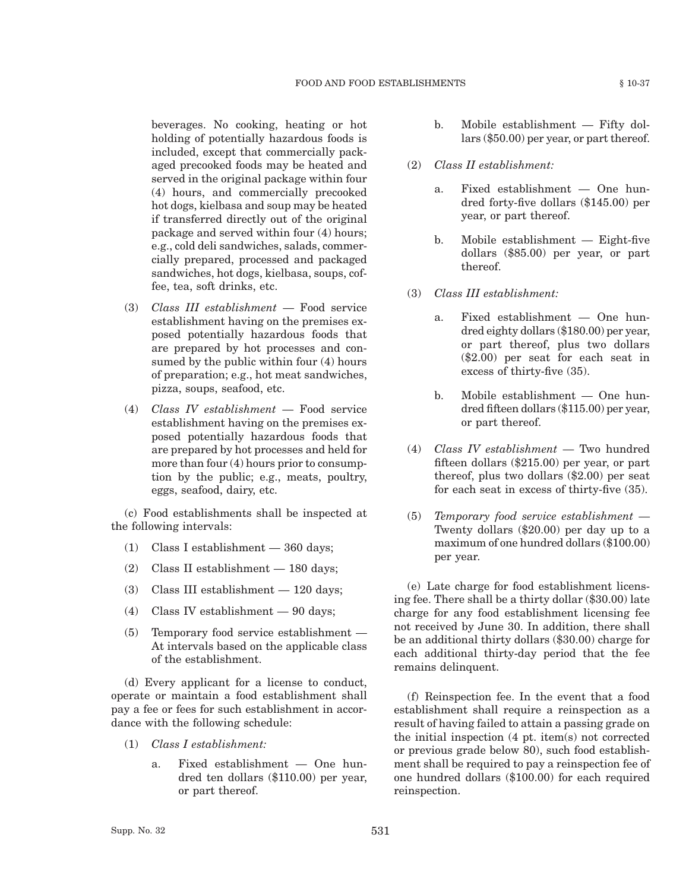beverages. No cooking, heating or hot holding of potentially hazardous foods is included, except that commercially packaged precooked foods may be heated and served in the original package within four (4) hours, and commercially precooked hot dogs, kielbasa and soup may be heated if transferred directly out of the original package and served within four (4) hours; e.g., cold deli sandwiches, salads, commercially prepared, processed and packaged sandwiches, hot dogs, kielbasa, soups, coffee, tea, soft drinks, etc.

(3) *Class III establishment* — Food service establishment having on the premises exposed potentially hazardous foods that are prepared by hot processes and consumed by the public within four (4) hours of preparation; e.g., hot meat sandwiches, pizza, soups, seafood, etc.

(4) *Class IV establishment* — Food service establishment having on the premises exposed potentially hazardous foods that are prepared by hot processes and held for more than four (4) hours prior to consumption by the public; e.g., meats, poultry, eggs, seafood, dairy, etc.

(c) Food establishments shall be inspected at the following intervals:

(1) Class I establishment — 360 days;

(2) Class II establishment — 180 days;

(3) Class III establishment — 120 days;

(4) Class IV establishment — 90 days;

(5) Temporary food service establishment — At intervals based on the applicable class of the establishment.

(d) Every applicant for a license to conduct, operate or maintain a food establishment shall pay a fee or fees for such establishment in accordance with the following schedule:

(1) *Class I establishment:*

a. Fixed establishment — One hundred ten dollars ($110.00) per year, or part thereof.

b. Mobile establishment — Fifty dollars ($50.00) per year, or part thereof.

(2) *Class II establishment:*

a. Fixed establishment — One hundred forty-five dollars ($145.00) per year, or part thereof.

b. Mobile establishment — Eight-five dollars ($85.00) per year, or part thereof.

(3) *Class III establishment:*

a. Fixed establishment — One hundred eighty dollars ($180.00) per year, or part thereof, plus two dollars ($2.00) per seat for each seat in excess of thirty-five (35).

b. Mobile establishment — One hundred fifteen dollars ($115.00) per year, or part thereof.

(4) *Class IV establishment* — Two hundred fifteen dollars ($215.00) per year, or part thereof, plus two dollars ($2.00) per seat for each seat in excess of thirty-five (35).

(5) *Temporary food service establishment* — Twenty dollars ($20.00) per day up to a maximum of one hundred dollars ($100.00) per year.

(e) Late charge for food establishment licensing fee. There shall be a thirty dollar ($30.00) late charge for any food establishment licensing fee not received by June 30. In addition, there shall be an additional thirty dollars ($30.00) charge for each additional thirty-day period that the fee remains delinquent.

(f) Reinspection fee. In the event that a food establishment shall require a reinspection as a result of having failed to attain a passing grade on the initial inspection (4 pt. item(s) not corrected or previous grade below 80), such food establishment shall be required to pay a reinspection fee of one hundred dollars ($100.00) for each required reinspection.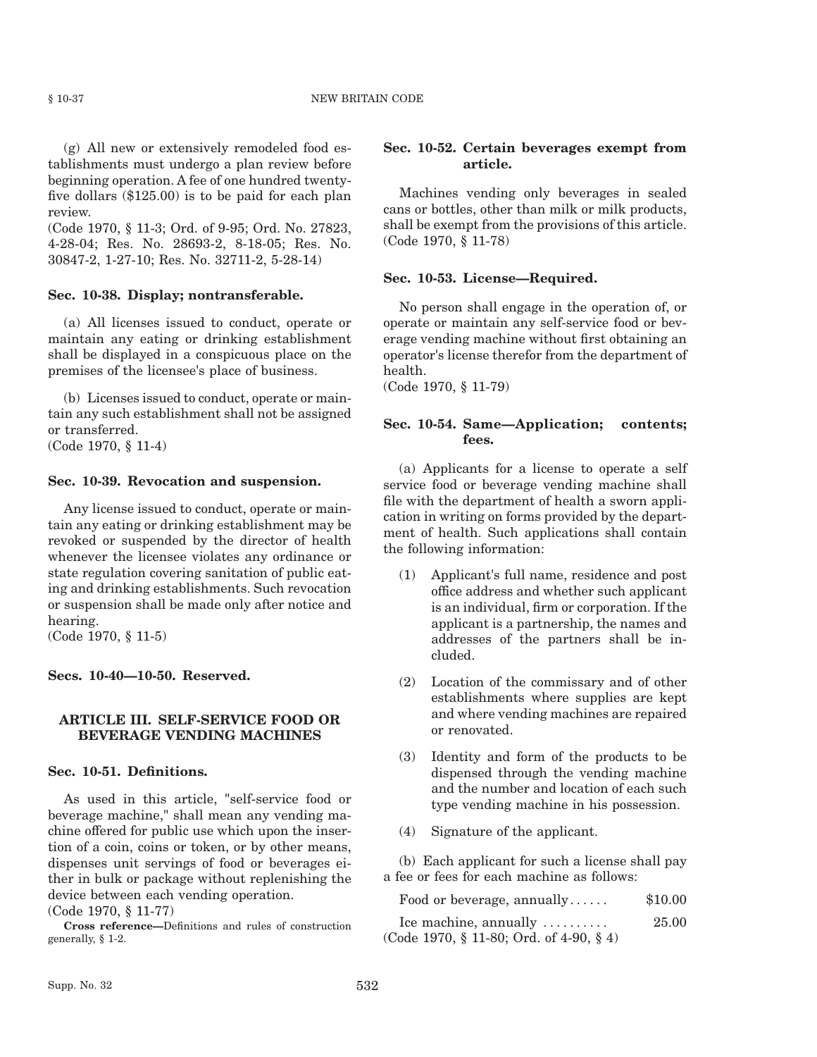(g) All new or extensively remodeled food establishments must undergo a plan review before beginning operation. A fee of one hundred twenty-five dollars ($125.00) is to be paid for each plan review.
(Code 1970, § 11-3; Ord. of 9-95; Ord. No. 27823, 4-28-04; Res. No. 28693-2, 8-18-05; Res. No. 30847-2, 1-27-10; Res. No. 32711-2, 5-28-14)

**Sec. 10-38. Display; nontransferable.**

(a) All licenses issued to conduct, operate or maintain any eating or drinking establishment shall be displayed in a conspicuous place on the premises of the licensee's place of business.

(b) Licenses issued to conduct, operate or maintain any such establishment shall not be assigned or transferred.
(Code 1970, § 11-4)

**Sec. 10-39. Revocation and suspension.**

Any license issued to conduct, operate or maintain any eating or drinking establishment may be revoked or suspended by the director of health whenever the licensee violates any ordinance or state regulation covering sanitation of public eating and drinking establishments. Such revocation or suspension shall be made only after notice and hearing.
(Code 1970, § 11-5)

**Secs. 10-40—10-50. Reserved.**

## ARTICLE III. SELF-SERVICE FOOD OR BEVERAGE VENDING MACHINES

**Sec. 10-51. Definitions.**

As used in this article, "self-service food or beverage machine," shall mean any vending machine offered for public use which upon the insertion of a coin, coins or token, or by other means, dispenses unit servings of food or beverages either in bulk or package without replenishing the device between each vending operation.
(Code 1970, § 11-77)

**Cross reference**—Definitions and rules of construction generally, § 1-2.

**Sec. 10-52. Certain beverages exempt from article.**

Machines vending only beverages in sealed cans or bottles, other than milk or milk products, shall be exempt from the provisions of this article.
(Code 1970, § 11-78)

**Sec. 10-53. License—Required.**

No person shall engage in the operation of, or operate or maintain any self-service food or beverage vending machine without first obtaining an operator's license therefor from the department of health.
(Code 1970, § 11-79)

**Sec. 10-54. Same—Application; contents; fees.**

(a) Applicants for a license to operate a self service food or beverage vending machine shall file with the department of health a sworn application in writing on forms provided by the department of health. Such applications shall contain the following information:

(1) Applicant's full name, residence and post office address and whether such applicant is an individual, firm or corporation. If the applicant is a partnership, the names and addresses of the partners shall be included.

(2) Location of the commissary and of other establishments where supplies are kept and where vending machines are repaired or renovated.

(3) Identity and form of the products to be dispensed through the vending machine and the number and location of each such type vending machine in his possession.

(4) Signature of the applicant.

(b) Each applicant for such a license shall pay a fee or fees for each machine as follows:

| | |
|---|---|
| Food or beverage, annually...... | $10.00 |
| Ice machine, annually .......... | 25.00 |

(Code 1970, § 11-80; Ord. of 4-90, § 4)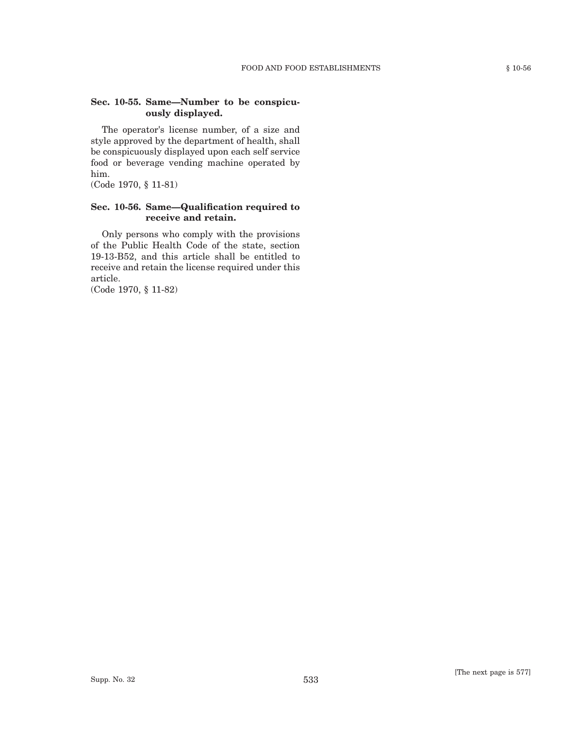### Sec. 10-55. Same—Number to be conspicuously displayed.

The operator's license number, of a size and style approved by the department of health, shall be conspicuously displayed upon each self service food or beverage vending machine operated by him.
(Code 1970, § 11-81)

### Sec. 10-56. Same—Qualification required to receive and retain.

Only persons who comply with the provisions of the Public Health Code of the state, section 19-13-B52, and this article shall be entitled to receive and retain the license required under this article.
(Code 1970, § 11-82)

[The next page is 577]